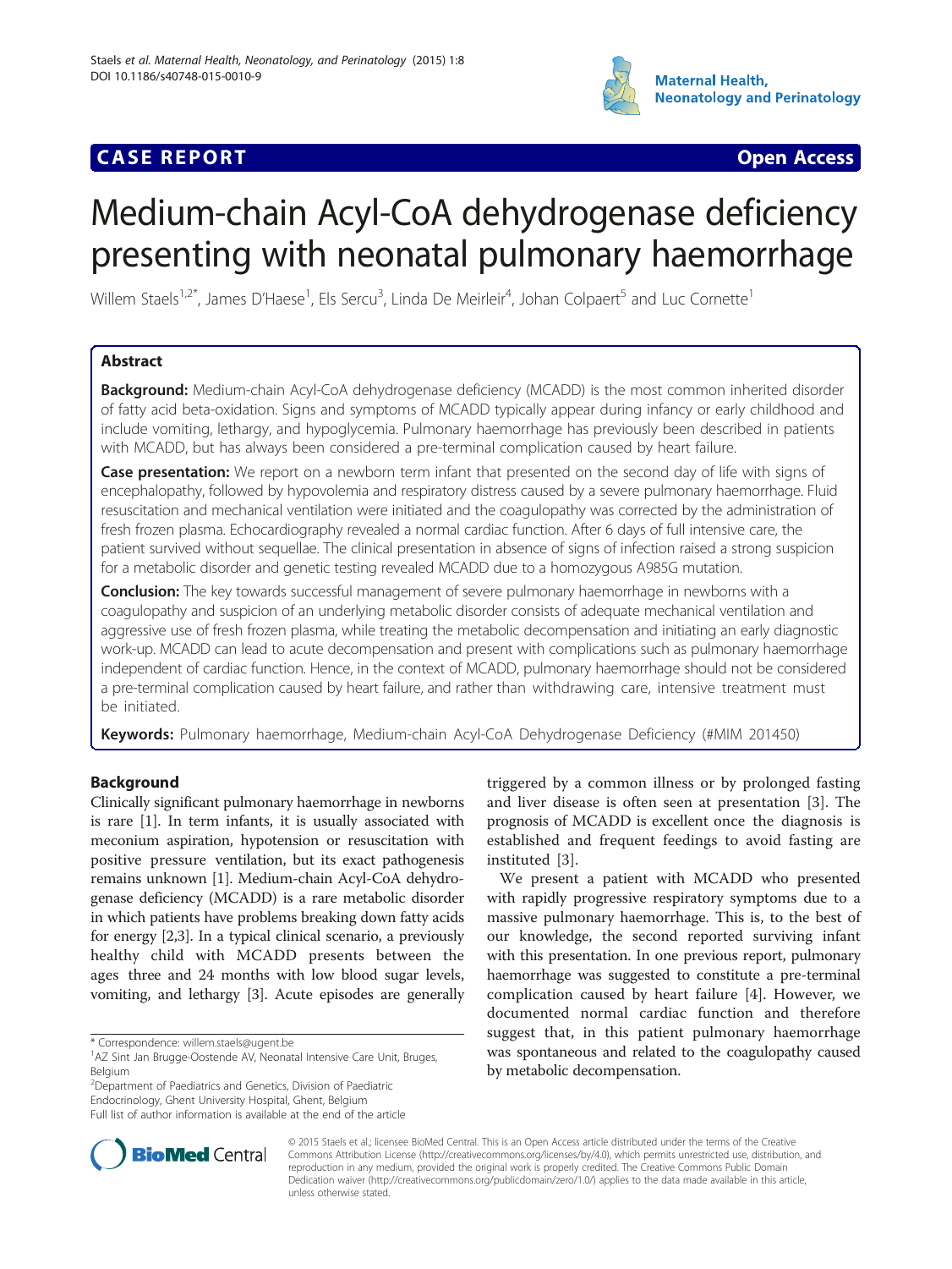**CASE REPORT** **Open Access**

# Medium-chain Acyl-CoA dehydrogenase deficiency presenting with neonatal pulmonary haemorrhage

Willem Staels[1,2*], James D'Haese[1], Els Sercu[3], Linda De Meirleir[4], Johan Colpaert[5] and Luc Cornette[1]

## Abstract

**Background:** Medium-chain Acyl-CoA dehydrogenase deficiency (MCADD) is the most common inherited disorder of fatty acid beta-oxidation. Signs and symptoms of MCADD typically appear during infancy or early childhood and include vomiting, lethargy, and hypoglycemia. Pulmonary haemorrhage has previously been described in patients with MCADD, but has always been considered a pre-terminal complication caused by heart failure.

**Case presentation:** We report on a newborn term infant that presented on the second day of life with signs of encephalopathy, followed by hypovolemia and respiratory distress caused by a severe pulmonary haemorrhage. Fluid resuscitation and mechanical ventilation were initiated and the coagulopathy was corrected by the administration of fresh frozen plasma. Echocardiography revealed a normal cardiac function. After 6 days of full intensive care, the patient survived without sequellae. The clinical presentation in absence of signs of infection raised a strong suspicion for a metabolic disorder and genetic testing revealed MCADD due to a homozygous A985G mutation.

**Conclusion:** The key towards successful management of severe pulmonary haemorrhage in newborns with a coagulopathy and suspicion of an underlying metabolic disorder consists of adequate mechanical ventilation and aggressive use of fresh frozen plasma, while treating the metabolic decompensation and initiating an early diagnostic work-up. MCADD can lead to acute decompensation and present with complications such as pulmonary haemorrhage independent of cardiac function. Hence, in the context of MCADD, pulmonary haemorrhage should not be considered a pre-terminal complication caused by heart failure, and rather than withdrawing care, intensive treatment must be initiated.

**Keywords:** Pulmonary haemorrhage, Medium-chain Acyl-CoA Dehydrogenase Deficiency (#MIM 201450)

## Background

Clinically significant pulmonary haemorrhage in newborns is rare [1]. In term infants, it is usually associated with meconium aspiration, hypotension or resuscitation with positive pressure ventilation, but its exact pathogenesis remains unknown [1]. Medium-chain Acyl-CoA dehydrogenase deficiency (MCADD) is a rare metabolic disorder in which patients have problems breaking down fatty acids for energy [2,3]. In a typical clinical scenario, a previously healthy child with MCADD presents between the ages three and 24 months with low blood sugar levels, vomiting, and lethargy [3]. Acute episodes are generally triggered by a common illness or by prolonged fasting and liver disease is often seen at presentation [3]. The prognosis of MCADD is excellent once the diagnosis is established and frequent feedings to avoid fasting are instituted [3].

We present a patient with MCADD who presented with rapidly progressive respiratory symptoms due to a massive pulmonary haemorrhage. This is, to the best of our knowledge, the second reported surviving infant with this presentation. In one previous report, pulmonary haemorrhage was suggested to constitute a pre-terminal complication caused by heart failure [4]. However, we documented normal cardiac function and therefore suggest that, in this patient pulmonary haemorrhage was spontaneous and related to the coagulopathy caused by metabolic decompensation.

\* Correspondence: willem.staels@ugent.be
[1]AZ Sint Jan Brugge-Oostende AV, Neonatal Intensive Care Unit, Bruges, Belgium
[2]Department of Paediatrics and Genetics, Division of Paediatric Endocrinology, Ghent University Hospital, Ghent, Belgium
Full list of author information is available at the end of the article

© 2015 Staels et al.; licensee BioMed Central. This is an Open Access article distributed under the terms of the Creative Commons Attribution License (http://creativecommons.org/licenses/by/4.0), which permits unrestricted use, distribution, and reproduction in any medium, provided the original work is properly credited. The Creative Commons Public Domain Dedication waiver (http://creativecommons.org/publicdomain/zero/1.0/) applies to the data made available in this article, unless otherwise stated.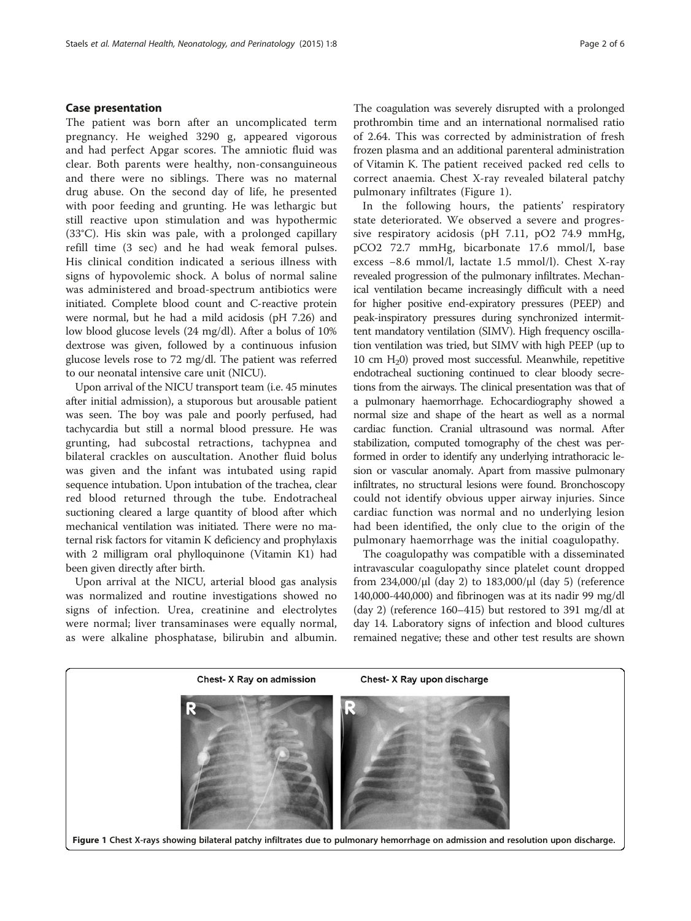## Case presentation

The patient was born after an uncomplicated term pregnancy. He weighed 3290 g, appeared vigorous and had perfect Apgar scores. The amniotic fluid was clear. Both parents were healthy, non-consanguineous and there were no siblings. There was no maternal drug abuse. On the second day of life, he presented with poor feeding and grunting. He was lethargic but still reactive upon stimulation and was hypothermic (33°C). His skin was pale, with a prolonged capillary refill time (3 sec) and he had weak femoral pulses. His clinical condition indicated a serious illness with signs of hypovolemic shock. A bolus of normal saline was administered and broad-spectrum antibiotics were initiated. Complete blood count and C-reactive protein were normal, but he had a mild acidosis (pH 7.26) and low blood glucose levels (24 mg/dl). After a bolus of 10% dextrose was given, followed by a continuous infusion glucose levels rose to 72 mg/dl. The patient was referred to our neonatal intensive care unit (NICU).

Upon arrival of the NICU transport team (i.e. 45 minutes after initial admission), a stuporous but arousable patient was seen. The boy was pale and poorly perfused, had tachycardia but still a normal blood pressure. He was grunting, had subcostal retractions, tachypnea and bilateral crackles on auscultation. Another fluid bolus was given and the infant was intubated using rapid sequence intubation. Upon intubation of the trachea, clear red blood returned through the tube. Endotracheal suctioning cleared a large quantity of blood after which mechanical ventilation was initiated. There were no maternal risk factors for vitamin K deficiency and prophylaxis with 2 milligram oral phylloquinone (Vitamin K1) had been given directly after birth.

Upon arrival at the NICU, arterial blood gas analysis was normalized and routine investigations showed no signs of infection. Urea, creatinine and electrolytes were normal; liver transaminases were equally normal, as were alkaline phosphatase, bilirubin and albumin. The coagulation was severely disrupted with a prolonged prothrombin time and an international normalised ratio of 2.64. This was corrected by administration of fresh frozen plasma and an additional parenteral administration of Vitamin K. The patient received packed red cells to correct anaemia. Chest X-ray revealed bilateral patchy pulmonary infiltrates (Figure 1).

In the following hours, the patients' respiratory state deteriorated. We observed a severe and progressive respiratory acidosis (pH 7.11, pO2 74.9 mmHg, pCO2 72.7 mmHg, bicarbonate 17.6 mmol/l, base excess −8.6 mmol/l, lactate 1.5 mmol/l). Chest X-ray revealed progression of the pulmonary infiltrates. Mechanical ventilation became increasingly difficult with a need for higher positive end-expiratory pressures (PEEP) and peak-inspiratory pressures during synchronized intermittent mandatory ventilation (SIMV). High frequency oscillation ventilation was tried, but SIMV with high PEEP (up to 10 cm $H_2O$) proved most successful. Meanwhile, repetitive endotracheal suctioning continued to clear bloody secretions from the airways. The clinical presentation was that of a pulmonary haemorrhage. Echocardiography showed a normal size and shape of the heart as well as a normal cardiac function. Cranial ultrasound was normal. After stabilization, computed tomography of the chest was performed in order to identify any underlying intrathoracic lesion or vascular anomaly. Apart from massive pulmonary infiltrates, no structural lesions were found. Bronchoscopy could not identify obvious upper airway injuries. Since cardiac function was normal and no underlying lesion had been identified, the only clue to the origin of the pulmonary haemorrhage was the initial coagulopathy.

The coagulopathy was compatible with a disseminated intravascular coagulopathy since platelet count dropped from 234,000/μl (day 2) to 183,000/μl (day 5) (reference 140,000-440,000) and fibrinogen was at its nadir 99 mg/dl (day 2) (reference 160–415) but restored to 391 mg/dl at day 14. Laboratory signs of infection and blood cultures remained negative; these and other test results are shown

Chest- X Ray on admission — Chest- X Ray upon discharge

**Figure 1** Chest X-rays showing bilateral patchy infiltrates due to pulmonary hemorrhage on admission and resolution upon discharge.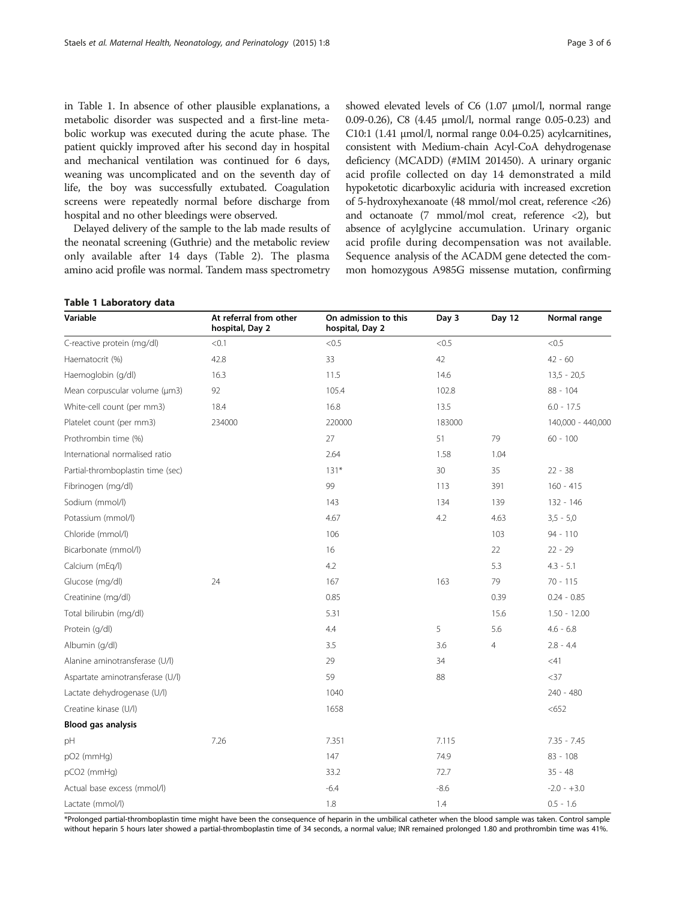in Table 1. In absence of other plausible explanations, a metabolic disorder was suspected and a first-line metabolic workup was executed during the acute phase. The patient quickly improved after his second day in hospital and mechanical ventilation was continued for 6 days, weaning was uncomplicated and on the seventh day of life, the boy was successfully extubated. Coagulation screens were repeatedly normal before discharge from hospital and no other bleedings were observed.

Delayed delivery of the sample to the lab made results of the neonatal screening (Guthrie) and the metabolic review only available after 14 days (Table 2). The plasma amino acid profile was normal. Tandem mass spectrometry showed elevated levels of C6 (1.07 µmol/l, normal range 0.09-0.26), C8 (4.45 µmol/l, normal range 0.05-0.23) and C10:1 (1.41 µmol/l, normal range 0.04-0.25) acylcarnitines, consistent with Medium-chain Acyl-CoA dehydrogenase deficiency (MCADD) (#MIM 201450). A urinary organic acid profile collected on day 14 demonstrated a mild hypoketotic dicarboxylic aciduria with increased excretion of 5-hydroxyhexanoate (48 mmol/mol creat, reference <26) and octanoate (7 mmol/mol creat, reference <2), but absence of acylglycine accumulation. Urinary organic acid profile during decompensation was not available. Sequence analysis of the ACADM gene detected the common homozygous A985G missense mutation, confirming

**Table 1 Laboratory data**

| Variable | At referral from other hospital, Day 2 | On admission to this hospital, Day 2 | Day 3 | Day 12 | Normal range |
|---|---|---|---|---|---|
| C-reactive protein (mg/dl) | <0.1 | <0.5 | <0.5 | | <0.5 |
| Haematocrit (%) | 42.8 | 33 | 42 | | 42 - 60 |
| Haemoglobin (g/dl) | 16.3 | 11.5 | 14.6 | | 13,5 - 20,5 |
| Mean corpuscular volume (µm3) | 92 | 105.4 | 102.8 | | 88 - 104 |
| White-cell count (per mm3) | 18.4 | 16.8 | 13.5 | | 6.0 - 17.5 |
| Platelet count (per mm3) | 234000 | 220000 | 183000 | | 140,000 - 440,000 |
| Prothrombin time (%) | | 27 | 51 | 79 | 60 - 100 |
| International normalised ratio | | 2.64 | 1.58 | 1.04 | |
| Partial-thromboplastin time (sec) | | 131* | 30 | 35 | 22 - 38 |
| Fibrinogen (mg/dl) | | 99 | 113 | 391 | 160 - 415 |
| Sodium (mmol/l) | | 143 | 134 | 139 | 132 - 146 |
| Potassium (mmol/l) | | 4.67 | 4.2 | 4.63 | 3,5 - 5,0 |
| Chloride (mmol/l) | | 106 | | 103 | 94 - 110 |
| Bicarbonate (mmol/l) | | 16 | | 22 | 22 - 29 |
| Calcium (mEq/l) | | 4.2 | | 5.3 | 4.3 - 5.1 |
| Glucose (mg/dl) | 24 | 167 | 163 | 79 | 70 - 115 |
| Creatinine (mg/dl) | | 0.85 | | 0.39 | 0.24 - 0.85 |
| Total bilirubin (mg/dl) | | 5.31 | | 15.6 | 1.50 - 12.00 |
| Protein (g/dl) | | 4.4 | 5 | 5.6 | 4.6 - 6.8 |
| Albumin (g/dl) | | 3.5 | 3.6 | 4 | 2.8 - 4.4 |
| Alanine aminotransferase (U/l) | | 29 | 34 | | <41 |
| Aspartate aminotransferase (U/l) | | 59 | 88 | | <37 |
| Lactate dehydrogenase (U/l) | | 1040 | | | 240 - 480 |
| Creatine kinase (U/l) | | 1658 | | | <652 |
| **Blood gas analysis** | | | | | |
| pH | 7.26 | 7.351 | 7.115 | | 7.35 - 7.45 |
| pO2 (mmHg) | | 147 | 74.9 | | 83 - 108 |
| pCO2 (mmHg) | | 33.2 | 72.7 | | 35 - 48 |
| Actual base excess (mmol/l) | | -6.4 | -8.6 | | -2.0 - +3.0 |
| Lactate (mmol/l) | | 1.8 | 1.4 | | 0.5 - 1.6 |

*Prolonged partial-thromboplastin time might have been the consequence of heparin in the umbilical catheter when the blood sample was taken. Control sample without heparin 5 hours later showed a partial-thromboplastin time of 34 seconds, a normal value; INR remained prolonged 1.80 and prothrombin time was 41%.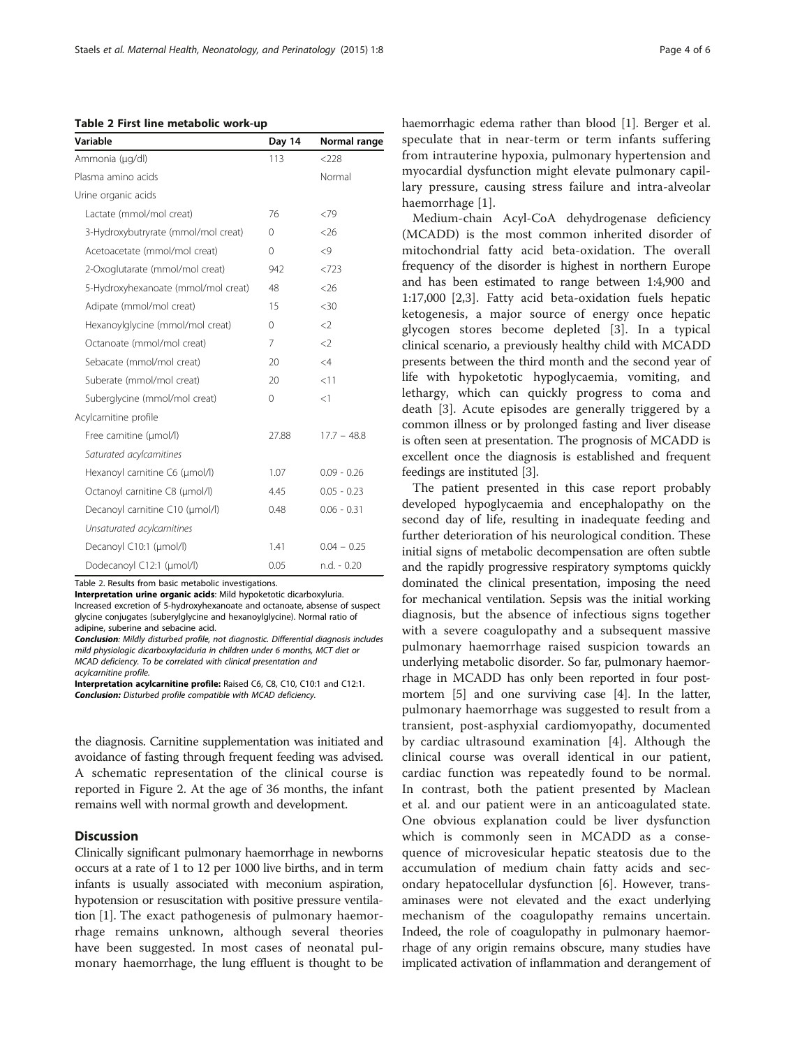**Table 2 First line metabolic work-up**

| Variable | Day 14 | Normal range |
|---|---|---|
| Ammonia (μg/dl) | 113 | <228 |
| Plasma amino acids | | Normal |
| Urine organic acids | | |
| Lactate (mmol/mol creat) | 76 | <79 |
| 3-Hydroxybutrytrate (mmol/mol creat) | 0 | <26 |
| Acetoacetate (mmol/mol creat) | 0 | <9 |
| 2-Oxoglutarate (mmol/mol creat) | 942 | <723 |
| 5-Hydroxyhexanoate (mmol/mol creat) | 48 | <26 |
| Adipate (mmol/mol creat) | 15 | <30 |
| Hexanoylglycine (mmol/mol creat) | 0 | <2 |
| Octanoate (mmol/mol creat) | 7 | <2 |
| Sebacate (mmol/mol creat) | 20 | <4 |
| Suberate (mmol/mol creat) | 20 | <11 |
| Suberglycine (mmol/mol creat) | 0 | <1 |
| Acylcarnitine profile | | |
| Free carnitine (μmol/l) | 27.88 | 17.7 – 48.8 |
| *Saturated acylcarnitines* | | |
| Hexanoyl carnitine C6 (μmol/l) | 1.07 | 0.09 - 0.26 |
| Octanoyl carnitine C8 (μmol/l) | 4.45 | 0.05 - 0.23 |
| Decanoyl carnitine C10 (μmol/l) | 0.48 | 0.06 - 0.31 |
| *Unsaturated acylcarnitines* | | |
| Decanoyl C10:1 (μmol/l) | 1.41 | 0.04 – 0.25 |
| Dodecanoyl C12:1 (μmol/l) | 0.05 | n.d. - 0.20 |

Table 2. Results from basic metabolic investigations.
**Interpretation urine organic acids**: Mild hypoketotic dicarboxyluria. Increased excretion of 5-hydroxyhexanoate and octanoate, absense of suspect glycine conjugates (suberylglycine and hexanoylglycine). Normal ratio of adipine, suberine and sebacine acid.
***Conclusion***: Mildly disturbed profile, not diagnostic. Differential diagnosis includes mild physiologic dicarboxylaciduria in children under 6 months, MCT diet or MCAD deficiency. To be correlated with clinical presentation and acylcarnitine profile.
**Interpretation acylcarnitine profile:** Raised C6, C8, C10, C10:1 and C12:1. ***Conclusion:*** Disturbed profile compatible with MCAD deficiency.

the diagnosis. Carnitine supplementation was initiated and avoidance of fasting through frequent feeding was advised. A schematic representation of the clinical course is reported in Figure 2. At the age of 36 months, the infant remains well with normal growth and development.

## Discussion

Clinically significant pulmonary haemorrhage in newborns occurs at a rate of 1 to 12 per 1000 live births, and in term infants is usually associated with meconium aspiration, hypotension or resuscitation with positive pressure ventilation [1]. The exact pathogenesis of pulmonary haemorrhage remains unknown, although several theories have been suggested. In most cases of neonatal pulmonary haemorrhage, the lung effluent is thought to be haemorrhagic edema rather than blood [1]. Berger et al. speculate that in near-term or term infants suffering from intrauterine hypoxia, pulmonary hypertension and myocardial dysfunction might elevate pulmonary capillary pressure, causing stress failure and intra-alveolar haemorrhage [1].

Medium-chain Acyl-CoA dehydrogenase deficiency (MCADD) is the most common inherited disorder of mitochondrial fatty acid beta-oxidation. The overall frequency of the disorder is highest in northern Europe and has been estimated to range between 1:4,900 and 1:17,000 [2,3]. Fatty acid beta-oxidation fuels hepatic ketogenesis, a major source of energy once hepatic glycogen stores become depleted [3]. In a typical clinical scenario, a previously healthy child with MCADD presents between the third month and the second year of life with hypoketotic hypoglycaemia, vomiting, and lethargy, which can quickly progress to coma and death [3]. Acute episodes are generally triggered by a common illness or by prolonged fasting and liver disease is often seen at presentation. The prognosis of MCADD is excellent once the diagnosis is established and frequent feedings are instituted [3].

The patient presented in this case report probably developed hypoglycaemia and encephalopathy on the second day of life, resulting in inadequate feeding and further deterioration of his neurological condition. These initial signs of metabolic decompensation are often subtle and the rapidly progressive respiratory symptoms quickly dominated the clinical presentation, imposing the need for mechanical ventilation. Sepsis was the initial working diagnosis, but the absence of infectious signs together with a severe coagulopathy and a subsequent massive pulmonary haemorrhage raised suspicion towards an underlying metabolic disorder. So far, pulmonary haemorrhage in MCADD has only been reported in four postmortem [5] and one surviving case [4]. In the latter, pulmonary haemorrhage was suggested to result from a transient, post-asphyxial cardiomyopathy, documented by cardiac ultrasound examination [4]. Although the clinical course was overall identical in our patient, cardiac function was repeatedly found to be normal. In contrast, both the patient presented by Maclean et al. and our patient were in an anticoagulated state. One obvious explanation could be liver dysfunction which is commonly seen in MCADD as a consequence of microvesicular hepatic steatosis due to the accumulation of medium chain fatty acids and secondary hepatocellular dysfunction [6]. However, transaminases were not elevated and the exact underlying mechanism of the coagulopathy remains uncertain. Indeed, the role of coagulopathy in pulmonary haemorrhage of any origin remains obscure, many studies have implicated activation of inflammation and derangement of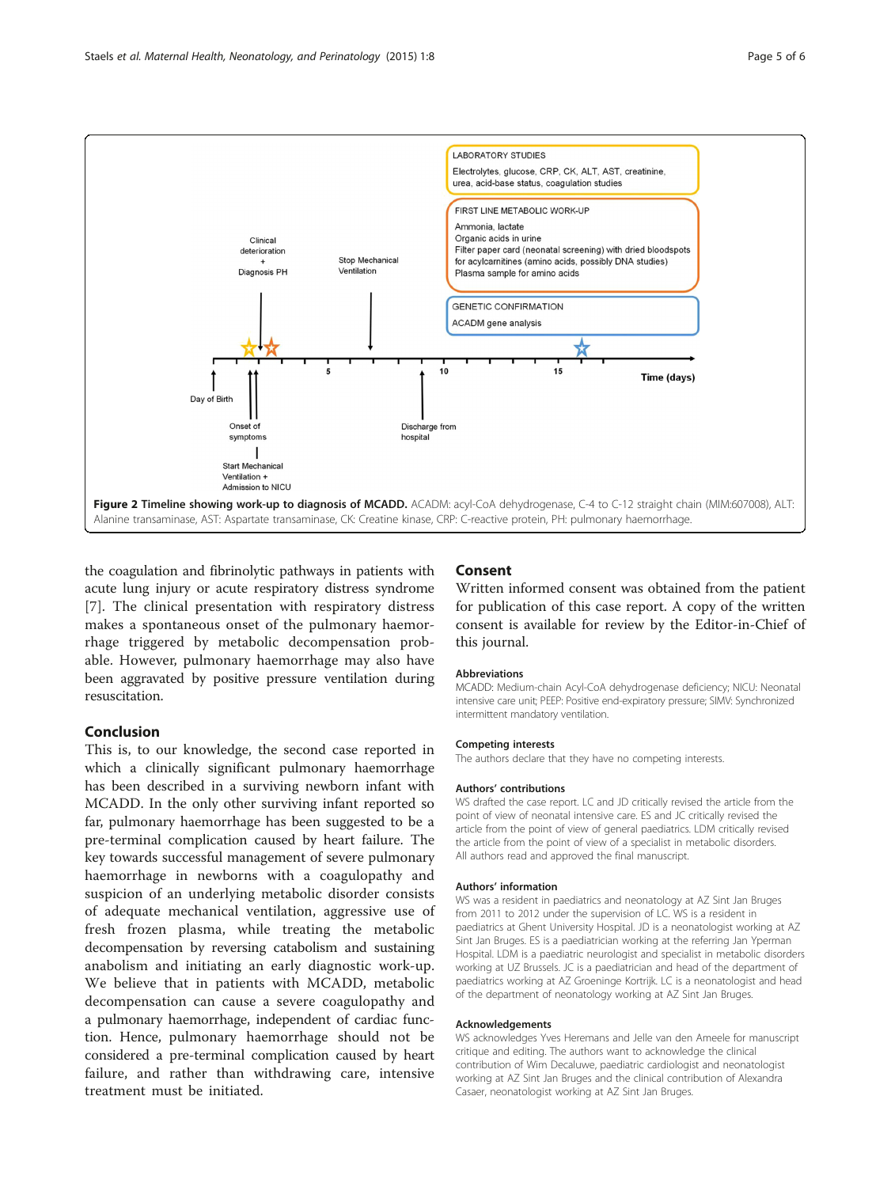LABORATORY STUDIES

Electrolytes, glucose, CRP, CK, ALT, AST, creatinine, urea, acid-base status, coagulation studies

FIRST LINE METABOLIC WORK-UP

Ammonia, lactate
Organic acids in urine
Filter paper card (neonatal screening) with dried bloodspots for acylcarnitines (amino acids, possibly DNA studies)
Plasma sample for amino acids

GENETIC CONFIRMATION

ACADM gene analysis

Clinical deterioration + Diagnosis PH

Stop Mechanical Ventilation

5

10

15

Time (days)

Day of Birth

Onset of symptoms

Start Mechanical Ventilation + Admission to NICU

Discharge from hospital

**Figure 2 Timeline showing work-up to diagnosis of MCADD.** ACADM: acyl-CoA dehydrogenase, C-4 to C-12 straight chain (MIM:607008), ALT: Alanine transaminase, AST: Aspartate transaminase, CK: Creatine kinase, CRP: C-reactive protein, PH: pulmonary haemorrhage.

the coagulation and fibrinolytic pathways in patients with acute lung injury or acute respiratory distress syndrome [7]. The clinical presentation with respiratory distress makes a spontaneous onset of the pulmonary haemorrhage triggered by metabolic decompensation probable. However, pulmonary haemorrhage may also have been aggravated by positive pressure ventilation during resuscitation.

## Conclusion

This is, to our knowledge, the second case reported in which a clinically significant pulmonary haemorrhage has been described in a surviving newborn infant with MCADD. In the only other surviving infant reported so far, pulmonary haemorrhage has been suggested to be a pre-terminal complication caused by heart failure. The key towards successful management of severe pulmonary haemorrhage in newborns with a coagulopathy and suspicion of an underlying metabolic disorder consists of adequate mechanical ventilation, aggressive use of fresh frozen plasma, while treating the metabolic decompensation by reversing catabolism and sustaining anabolism and initiating an early diagnostic work-up. We believe that in patients with MCADD, metabolic decompensation can cause a severe coagulopathy and a pulmonary haemorrhage, independent of cardiac function. Hence, pulmonary haemorrhage should not be considered a pre-terminal complication caused by heart failure, and rather than withdrawing care, intensive treatment must be initiated.

## Consent

Written informed consent was obtained from the patient for publication of this case report. A copy of the written consent is available for review by the Editor-in-Chief of this journal.

### Abbreviations

MCADD: Medium-chain Acyl-CoA dehydrogenase deficiency; NICU: Neonatal intensive care unit; PEEP: Positive end-expiratory pressure; SIMV: Synchronized intermittent mandatory ventilation.

### Competing interests

The authors declare that they have no competing interests.

### Authors' contributions

WS drafted the case report. LC and JD critically revised the article from the point of view of neonatal intensive care. ES and JC critically revised the article from the point of view of general paediatrics. LDM critically revised the article from the point of view of a specialist in metabolic disorders. All authors read and approved the final manuscript.

### Authors' information

WS was a resident in paediatrics and neonatology at AZ Sint Jan Bruges from 2011 to 2012 under the supervision of LC. WS is a resident in paediatrics at Ghent University Hospital. JD is a neonatologist working at AZ Sint Jan Bruges. ES is a paediatrician working at the referring Jan Yperman Hospital. LDM is a paediatric neurologist and specialist in metabolic disorders working at UZ Brussels. JC is a paediatrician and head of the department of paediatrics working at AZ Groeninge Kortrijk. LC is a neonatologist and head of the department of neonatology working at AZ Sint Jan Bruges.

### Acknowledgements

WS acknowledges Yves Heremans and Jelle van den Ameele for manuscript critique and editing. The authors want to acknowledge the clinical contribution of Wim Decaluwe, paediatric cardiologist and neonatologist working at AZ Sint Jan Bruges and the clinical contribution of Alexandra Casaer, neonatologist working at AZ Sint Jan Bruges.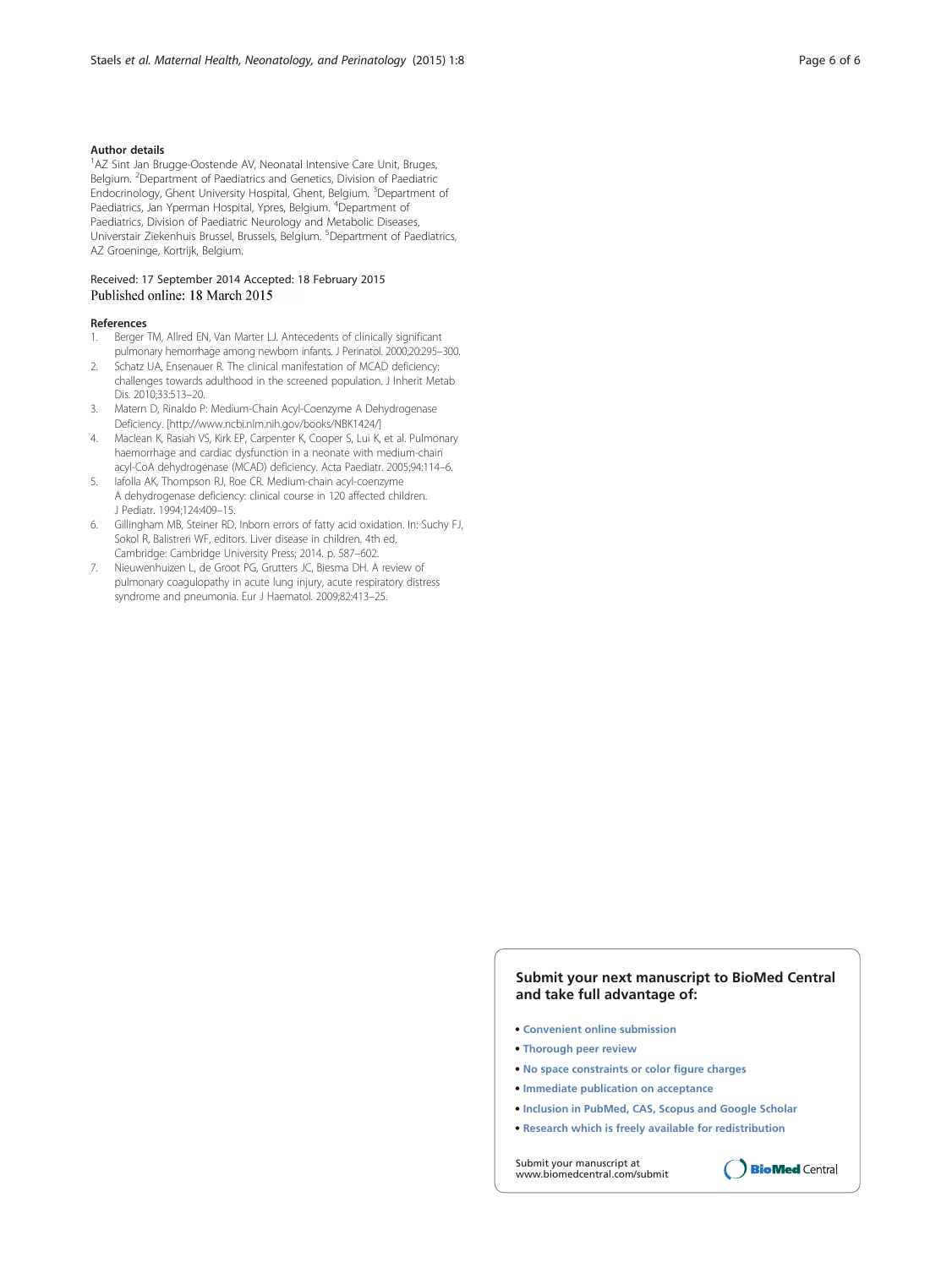#### Author details

[1]AZ Sint Jan Brugge-Oostende AV, Neonatal Intensive Care Unit, Bruges, Belgium. [2]Department of Paediatrics and Genetics, Division of Paediatric Endocrinology, Ghent University Hospital, Ghent, Belgium. [3]Department of Paediatrics, Jan Yperman Hospital, Ypres, Belgium. [4]Department of Paediatrics, Division of Paediatric Neurology and Metabolic Diseases, Universtair Ziekenhuis Brussel, Brussels, Belgium. [5]Department of Paediatrics, AZ Groeninge, Kortrijk, Belgium.

Received: 17 September 2014 Accepted: 18 February 2015
Published online: 18 March 2015

#### References

1. Berger TM, Allred EN, Van Marter LJ. Antecedents of clinically significant pulmonary hemorrhage among newborn infants. J Perinatol. 2000;20:295–300.
2. Schatz UA, Ensenauer R. The clinical manifestation of MCAD deficiency: challenges towards adulthood in the screened population. J Inherit Metab Dis. 2010;33:513–20.
3. Matern D, Rinaldo P: Medium-Chain Acyl-Coenzyme A Dehydrogenase Deficiency. [http://www.ncbi.nlm.nih.gov/books/NBK1424/]
4. Maclean K, Rasiah VS, Kirk EP, Carpenter K, Cooper S, Lui K, et al. Pulmonary haemorrhage and cardiac dysfunction in a neonate with medium-chain acyl-CoA dehydrogenase (MCAD) deficiency. Acta Paediatr. 2005;94:114–6.
5. Iafolla AK, Thompson RJ, Roe CR. Medium-chain acyl-coenzyme A dehydrogenase deficiency: clinical course in 120 affected children. J Pediatr. 1994;124:409–15.
6. Gillingham MB, Steiner RD. Inborn errors of fatty acid oxidation. In: Suchy FJ, Sokol R, Balistreri WF, editors. Liver disease in children. 4th ed. Cambridge: Cambridge University Press; 2014. p. 587–602.
7. Nieuwenhuizen L, de Groot PG, Grutters JC, Biesma DH. A review of pulmonary coagulopathy in acute lung injury, acute respiratory distress syndrome and pneumonia. Eur J Haematol. 2009;82:413–25.

**Submit your next manuscript to BioMed Central and take full advantage of:**

- **Convenient online submission**
- **Thorough peer review**
- **No space constraints or color figure charges**
- **Immediate publication on acceptance**
- **Inclusion in PubMed, CAS, Scopus and Google Scholar**
- **Research which is freely available for redistribution**

Submit your manuscript at
www.biomedcentral.com/submit

BioMed Central